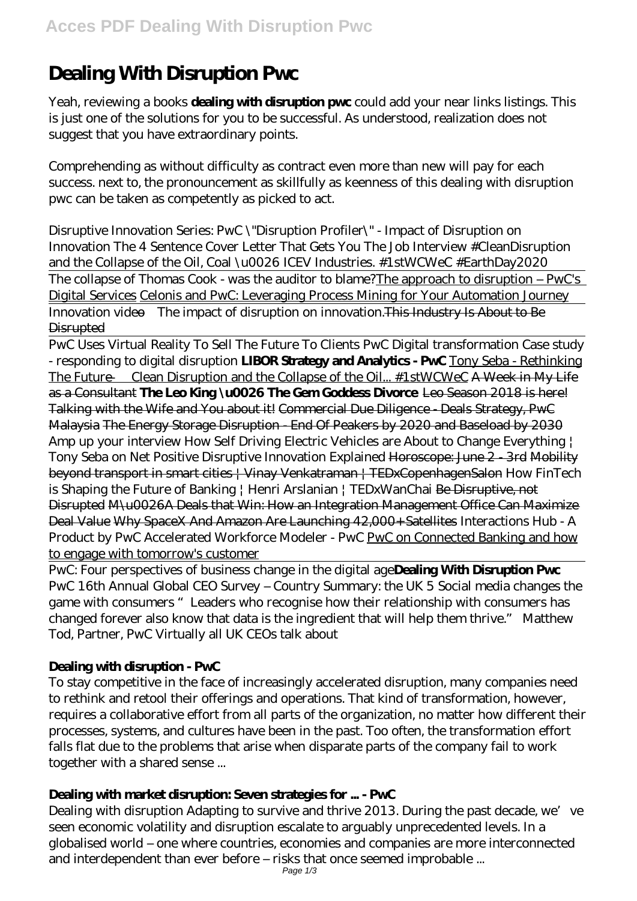# Dealing With Disruption Pwc

Yeah, reviewing a books **dealing with disruption pwc** could add your near links listings. This is just one of the solutions for you to be successful. As understood, realization does not suggest that you have extraordinary points.

Comprehending as without difficulty as contract even more than new will pay for each success. next to, the pronouncement as skillfully as keenness of this dealing with disruption pwc can be taken as competently as picked to act.

*Disruptive Innovation Series: PwC \"Disruption Profiler\" - Impact of Disruption on Innovation* *The 4 Sentence Cover Letter That Gets You The Job Interview* *#CleanDisruption and the Collapse of the Oil, Coal \u0026 ICEV Industries. #1stWCWeC #EarthDay2020*

The collapse of Thomas Cook - was the auditor to blame? The approach to disruption – PwC's Digital Services Celonis and PwC: Leveraging Process Mining for Your Automation Journey

Innovation video—The impact of disruption on innovation. ~~This Industry Is About to Be Disrupted~~

PwC Uses Virtual Reality To Sell The Future To Clients *PwC Digital transformation Case study - responding to digital disruption* **LIBOR Strategy and Analytics - PwC** Tony Seba - Rethinking The Future — Clean Disruption and the Collapse of the Oil... #1stWCWeC ~~A Week in My Life as a Consultant~~ **The Leo King \u0026 The Gem Goddess Divorce** ~~Leo Season 2018 is here! Talking with the Wife and You about it!~~ ~~Commercial Due Diligence - Deals Strategy, PwC Malaysia~~ ~~The Energy Storage Disruption - End Of Peakers by 2020 and Baseload by 2030~~ *Amp up your interview How Self Driving Electric Vehicles are About to Change Everything | Tony Seba on Net Positive Disruptive Innovation Explained* ~~Horoscope: June 2 - 3rd~~ ~~Mobility beyond transport in smart cities | Vinay Venkatraman | TEDxCopenhagenSalon~~ *How FinTech is Shaping the Future of Banking | Henri Arslanian | TEDxWanChai* ~~Be Disruptive, not Disrupted~~ ~~M\u0026A Deals that Win: How an Integration Management Office Can Maximize Deal Value~~ ~~Why SpaceX And Amazon Are Launching 42,000+ Satellites~~ *Interactions Hub - A Product by PwC Accelerated Workforce Modeler - PwC* PwC on Connected Banking and how to engage with tomorrow's customer

PwC: Four perspectives of business change in the digital age **Dealing With Disruption Pwc**

PwC 16th Annual Global CEO Survey – Country Summary: the UK 5 Social media changes the game with consumers "Leaders who recognise how their relationship with consumers has changed forever also know that data is the ingredient that will help them thrive." Matthew Tod, Partner, PwC Virtually all UK CEOs talk about

## Dealing with disruption - PwC

To stay competitive in the face of increasingly accelerated disruption, many companies need to rethink and retool their offerings and operations. That kind of transformation, however, requires a collaborative effort from all parts of the organization, no matter how different their processes, systems, and cultures have been in the past. Too often, the transformation effort falls flat due to the problems that arise when disparate parts of the company fail to work together with a shared sense ...

## Dealing with market disruption: Seven strategies for ... - PwC

Dealing with disruption Adapting to survive and thrive 2013. During the past decade, we've seen economic volatility and disruption escalate to arguably unprecedented levels. In a globalised world – one where countries, economies and companies are more interconnected and interdependent than ever before – risks that once seemed improbable ...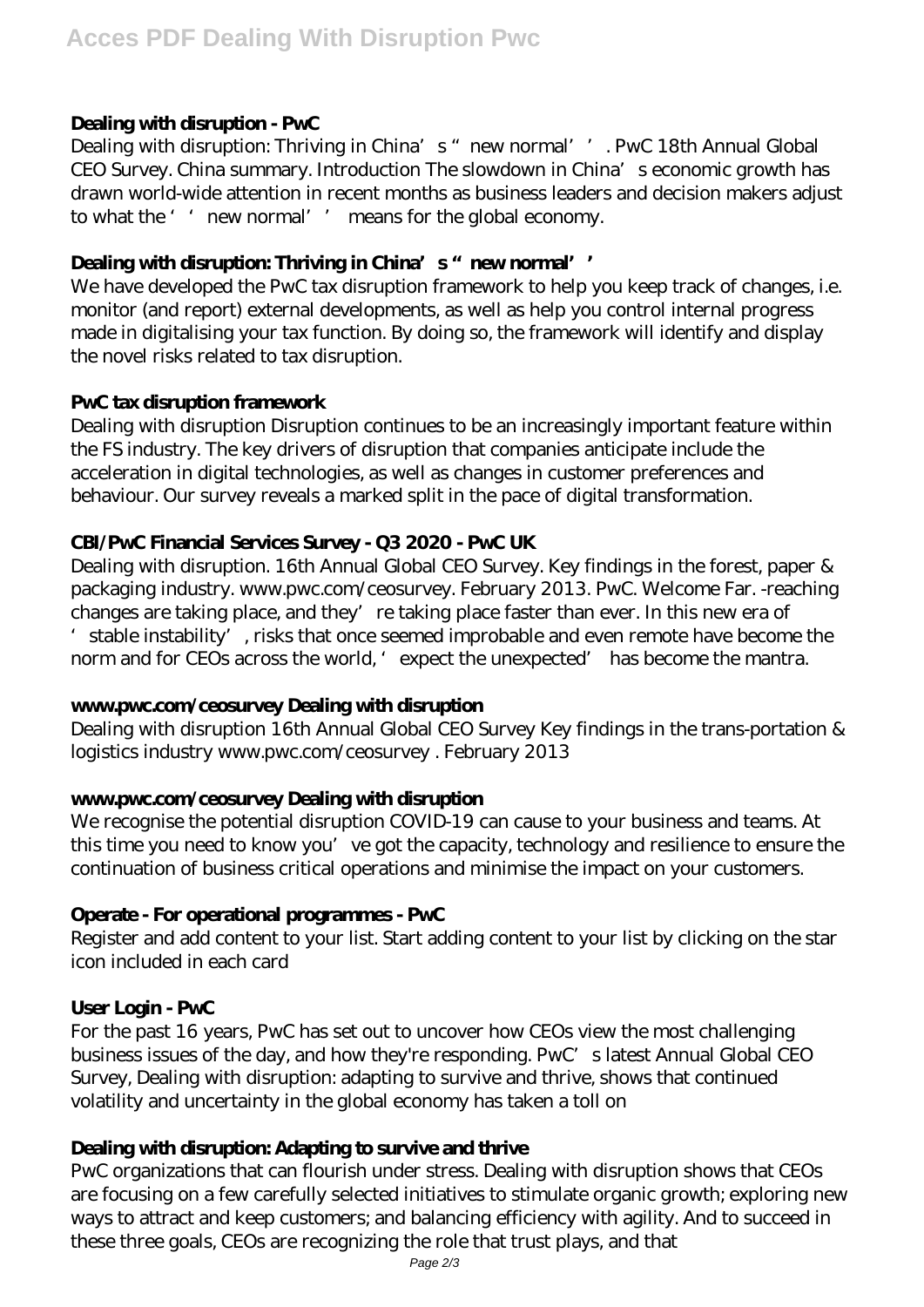### Dealing with disruption - PwC

Dealing with disruption: Thriving in China's "new normal''. PwC 18th Annual Global CEO Survey. China summary. Introduction The slowdown in China's economic growth has drawn world-wide attention in recent months as business leaders and decision makers adjust to what the ''new normal'' means for the global economy.

### Dealing with disruption: Thriving in China's "new normal''

We have developed the PwC tax disruption framework to help you keep track of changes, i.e. monitor (and report) external developments, as well as help you control internal progress made in digitalising your tax function. By doing so, the framework will identify and display the novel risks related to tax disruption.

### PwC tax disruption framework

Dealing with disruption Disruption continues to be an increasingly important feature within the FS industry. The key drivers of disruption that companies anticipate include the acceleration in digital technologies, as well as changes in customer preferences and behaviour. Our survey reveals a marked split in the pace of digital transformation.

### CBI/PwC Financial Services Survey - Q3 2020 - PwC UK

Dealing with disruption. 16th Annual Global CEO Survey. Key findings in the forest, paper & packaging industry. www.pwc.com/ceosurvey. February 2013. PwC. Welcome Far. -reaching changes are taking place, and they're taking place faster than ever. In this new era of 'stable instability', risks that once seemed improbable and even remote have become the norm and for CEOs across the world, 'expect the unexpected' has become the mantra.

### www.pwc.com/ceosurvey Dealing with disruption

Dealing with disruption 16th Annual Global CEO Survey Key findings in the trans-portation & logistics industry www.pwc.com/ceosurvey . February 2013

### www.pwc.com/ceosurvey Dealing with disruption

We recognise the potential disruption COVID-19 can cause to your business and teams. At this time you need to know you've got the capacity, technology and resilience to ensure the continuation of business critical operations and minimise the impact on your customers.

### Operate - For operational programmes - PwC

Register and add content to your list. Start adding content to your list by clicking on the star icon included in each card

### User Login - PwC

For the past 16 years, PwC has set out to uncover how CEOs view the most challenging business issues of the day, and how they're responding. PwC's latest Annual Global CEO Survey, Dealing with disruption: adapting to survive and thrive, shows that continued volatility and uncertainty in the global economy has taken a toll on

### Dealing with disruption: Adapting to survive and thrive

PwC organizations that can flourish under stress. Dealing with disruption shows that CEOs are focusing on a few carefully selected initiatives to stimulate organic growth; exploring new ways to attract and keep customers; and balancing efficiency with agility. And to succeed in these three goals, CEOs are recognizing the role that trust plays, and that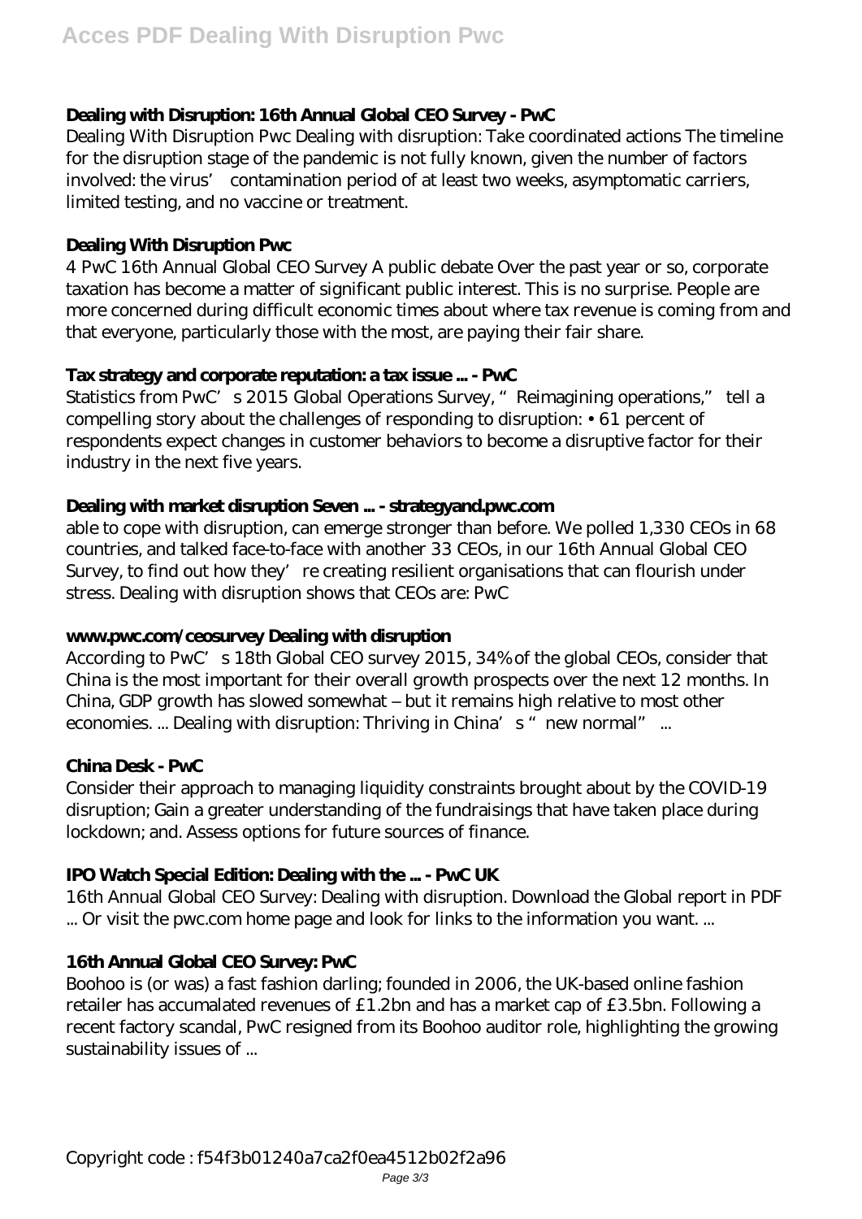### Dealing with Disruption: 16th Annual Global CEO Survey - PwC

Dealing With Disruption Pwc Dealing with disruption: Take coordinated actions The timeline for the disruption stage of the pandemic is not fully known, given the number of factors involved: the virus' contamination period of at least two weeks, asymptomatic carriers, limited testing, and no vaccine or treatment.

### Dealing With Disruption Pwc

4 PwC 16th Annual Global CEO Survey A public debate Over the past year or so, corporate taxation has become a matter of significant public interest. This is no surprise. People are more concerned during difficult economic times about where tax revenue is coming from and that everyone, particularly those with the most, are paying their fair share.

### Tax strategy and corporate reputation: a tax issue ... - PwC

Statistics from PwC's 2015 Global Operations Survey, "Reimagining operations," tell a compelling story about the challenges of responding to disruption: • 61 percent of respondents expect changes in customer behaviors to become a disruptive factor for their industry in the next five years.

### Dealing with market disruption Seven ... - strategyand.pwc.com

able to cope with disruption, can emerge stronger than before. We polled 1,330 CEOs in 68 countries, and talked face-to-face with another 33 CEOs, in our 16th Annual Global CEO Survey, to find out how they're creating resilient organisations that can flourish under stress. Dealing with disruption shows that CEOs are: PwC

### www.pwc.com/ceosurvey Dealing with disruption

According to PwC's 18th Global CEO survey 2015, 34% of the global CEOs, consider that China is the most important for their overall growth prospects over the next 12 months. In China, GDP growth has slowed somewhat – but it remains high relative to most other economies. ... Dealing with disruption: Thriving in China's "new normal" ...

### China Desk - PwC

Consider their approach to managing liquidity constraints brought about by the COVID-19 disruption; Gain a greater understanding of the fundraisings that have taken place during lockdown; and. Assess options for future sources of finance.

### IPO Watch Special Edition: Dealing with the ... - PwC UK

16th Annual Global CEO Survey: Dealing with disruption. Download the Global report in PDF ... Or visit the pwc.com home page and look for links to the information you want. ...

### 16th Annual Global CEO Survey: PwC

Boohoo is (or was) a fast fashion darling; founded in 2006, the UK-based online fashion retailer has accumalated revenues of £1.2bn and has a market cap of £3.5bn. Following a recent factory scandal, PwC resigned from its Boohoo auditor role, highlighting the growing sustainability issues of ...

Copyright code : f54f3b01240a7ca2f0ea4512b02f2a96